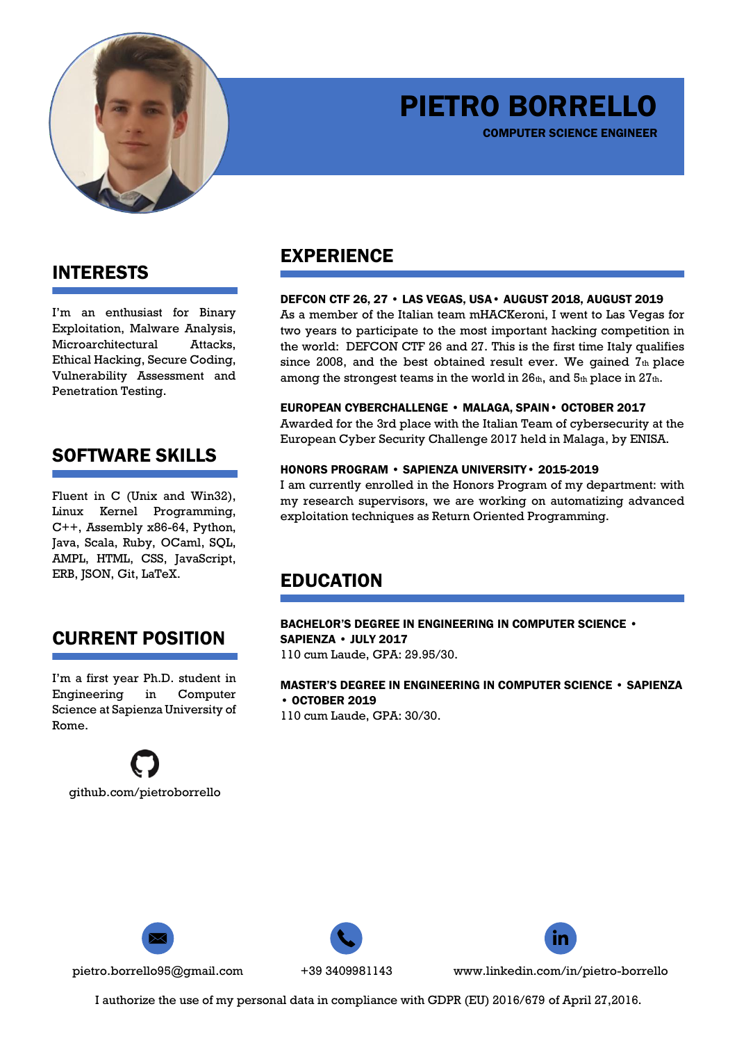# PIETRO BORRELLO

**COMPUTER SCIENCE ENGINEER**

## INTERESTS

I'm an enthusiast for Binary Exploitation, Malware Analysis, Microarchitectural Attacks, Ethical Hacking, Secure Coding, Vulnerability Assessment and Penetration Testing.

## SOFTWARE SKILLS

Fluent in C (Unix and Win32), Linux Kernel Programming, C++, Assembly x86-64, Python, Java, Scala, Ruby, OCaml, SQL, AMPL, HTML, CSS, JavaScript, ERB, JSON, Git, LaTeX.

## CURRENT POSITION

I'm a first year Ph.D. student in Engineering in Computer Science at Sapienza University of Rome.

github.com/pietroborrello

## EXPERIENCE

**DEFCON CTF 26, 27 • LAS VEGAS, USA • AUGUST 2018, AUGUST 2019**

As a member of the Italian team mHACKeroni, I went to Las Vegas for two years to participate to the most important hacking competition in the world: DEFCON CTF 26 and 27. This is the first time Italy qualifies since 2008, and the best obtained result ever. We gained 7th place among the strongest teams in the world in 26th, and 5th place in 27th.

**EUROPEAN CYBERCHALLENGE • MALAGA, SPAIN • OCTOBER 2017**

Awarded for the 3rd place with the Italian Team of cybersecurity at the European Cyber Security Challenge 2017 held in Malaga, by ENISA.

**HONORS PROGRAM • SAPIENZA UNIVERSITY • 2015-2019**

I am currently enrolled in the Honors Program of my department: with my research supervisors, we are working on automatizing advanced exploitation techniques as Return Oriented Programming.

## EDUCATION

**BACHELOR'S DEGREE IN ENGINEERING IN COMPUTER SCIENCE • SAPIENZA • JULY 2017**

110 cum Laude, GPA: 29.95/30.

**MASTER'S DEGREE IN ENGINEERING IN COMPUTER SCIENCE • SAPIENZA • OCTOBER 2019**

110 cum Laude, GPA: 30/30.

pietro.borrello95@gmail.com

+39 3409981143

www.linkedin.com/in/pietro-borrello

I authorize the use of my personal data in compliance with GDPR (EU) 2016/679 of April 27,2016.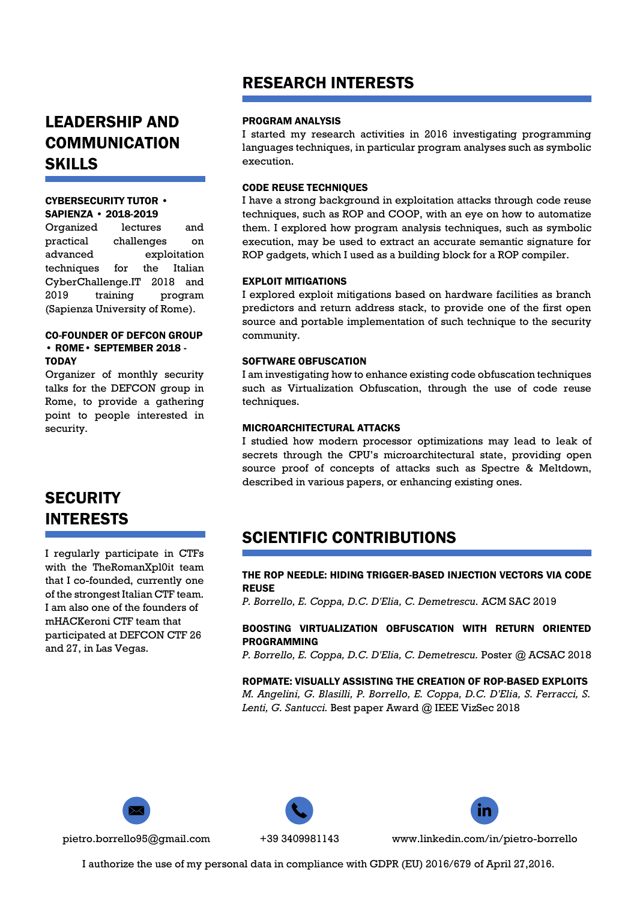## LEADERSHIP AND COMMUNICATION SKILLS

**CYBERSECURITY TUTOR • SAPIENZA • 2018-2019**

Organized lectures and practical challenges on advanced exploitation techniques for the Italian CyberChallenge.IT 2018 and 2019 training program (Sapienza University of Rome).

**CO-FOUNDER OF DEFCON GROUP • ROME • SEPTEMBER 2018 - TODAY**

Organizer of monthly security talks for the DEFCON group in Rome, to provide a gathering point to people interested in security.

## SECURITY INTERESTS

I regularly participate in CTFs with the TheRomanXpl0it team that I co-founded, currently one of the strongest Italian CTF team. I am also one of the founders of mHACKeroni CTF team that participated at DEFCON CTF 26 and 27, in Las Vegas.

## RESEARCH INTERESTS

**PROGRAM ANALYSIS**

I started my research activities in 2016 investigating programming languages techniques, in particular program analyses such as symbolic execution.

**CODE REUSE TECHNIQUES**

I have a strong background in exploitation attacks through code reuse techniques, such as ROP and COOP, with an eye on how to automatize them. I explored how program analysis techniques, such as symbolic execution, may be used to extract an accurate semantic signature for ROP gadgets, which I used as a building block for a ROP compiler.

**EXPLOIT MITIGATIONS**

I explored exploit mitigations based on hardware facilities as branch predictors and return address stack, to provide one of the first open source and portable implementation of such technique to the security community.

**SOFTWARE OBFUSCATION**

I am investigating how to enhance existing code obfuscation techniques such as Virtualization Obfuscation, through the use of code reuse techniques.

**MICROARCHITECTURAL ATTACKS**

I studied how modern processor optimizations may lead to leak of secrets through the CPU's microarchitectural state, providing open source proof of concepts of attacks such as Spectre & Meltdown, described in various papers, or enhancing existing ones.

## SCIENTIFIC CONTRIBUTIONS

**THE ROP NEEDLE: HIDING TRIGGER-BASED INJECTION VECTORS VIA CODE REUSE**

*P. Borrello, E. Coppa, D.C. D'Elia, C. Demetrescu.* ACM SAC 2019

**BOOSTING VIRTUALIZATION OBFUSCATION WITH RETURN ORIENTED PROGRAMMING**

*P. Borrello, E. Coppa, D.C. D'Elia, C. Demetrescu.* Poster @ ACSAC 2018

**ROPMATE: VISUALLY ASSISTING THE CREATION OF ROP-BASED EXPLOITS**

*M. Angelini, G. Blasilli, P. Borrello, E. Coppa, D.C. D'Elia, S. Ferracci, S. Lenti, G. Santucci.* Best paper Award @ IEEE VizSec 2018

pietro.borrello95@gmail.com

+39 3409981143

www.linkedin.com/in/pietro-borrello

I authorize the use of my personal data in compliance with GDPR (EU) 2016/679 of April 27,2016.